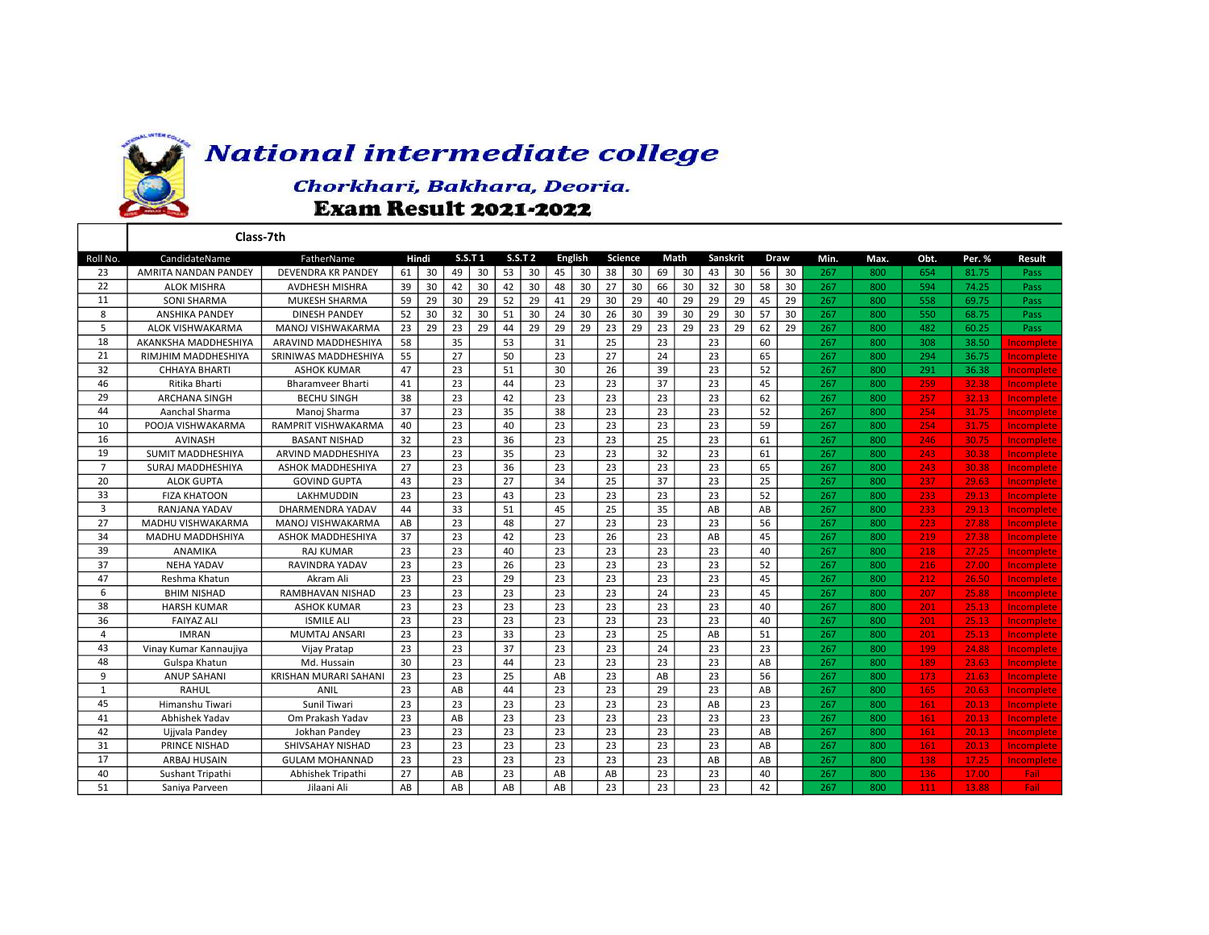# National intermediate college

## Chorkhari, Bakhara, Deoria.

## Exam Result 2021-2022

**Class-7th**

| Roll No. | CandidateName | FatherName | Hindi | | S.S.T 1 | | S.S.T 2 | | English | | Science | | Math | | Sanskrit | | Draw | | Min. | Max. | Obt. | Per. % | Result |
|---|---|---|---|---|---|---|---|---|---|---|---|---|---|---|---|---|---|---|---|---|---|---|---|
| 23 | AMRITA NANDAN PANDEY | DEVENDRA KR PANDEY | 61 | 30 | 49 | 30 | 53 | 30 | 45 | 30 | 38 | 30 | 69 | 30 | 43 | 30 | 56 | 30 | 267 | 800 | 654 | 81.75 | Pass |
| 22 | ALOK MISHRA | AVDHESH MISHRA | 39 | 30 | 42 | 30 | 42 | 30 | 48 | 30 | 27 | 30 | 66 | 30 | 32 | 30 | 58 | 30 | 267 | 800 | 594 | 74.25 | Pass |
| 11 | SONI SHARMA | MUKESH SHARMA | 59 | 29 | 30 | 29 | 52 | 29 | 41 | 29 | 30 | 29 | 40 | 29 | 29 | 29 | 45 | 29 | 267 | 800 | 558 | 69.75 | Pass |
| 8 | ANSHIKA PANDEY | DINESH PANDEY | 52 | 30 | 32 | 30 | 51 | 30 | 24 | 30 | 26 | 30 | 39 | 30 | 29 | 30 | 57 | 30 | 267 | 800 | 550 | 68.75 | Pass |
| 5 | ALOK VISHWAKARMA | MANOJ VISHWAKARMA | 23 | 29 | 23 | 29 | 44 | 29 | 29 | 29 | 23 | 29 | 23 | 29 | 23 | 29 | 62 | 29 | 267 | 800 | 482 | 60.25 | Pass |
| 18 | AKANKSHA MADDHESHIYA | ARAVIND MADDHESHIYA | 58 | | 35 | | 53 | | 31 | | 25 | | 23 | | 23 | | 60 | | 267 | 800 | 308 | 38.50 | Incomplete |
| 21 | RIMJHIM MADDHESHIYA | SRINIWAS MADDHESHIYA | 55 | | 27 | | 50 | | 23 | | 27 | | 24 | | 23 | | 65 | | 267 | 800 | 294 | 36.75 | Incomplete |
| 32 | CHHAYA BHARTI | ASHOK KUMAR | 47 | | 23 | | 51 | | 30 | | 26 | | 39 | | 23 | | 52 | | 267 | 800 | 291 | 36.38 | Incomplete |
| 46 | Ritika Bharti | Bharamveer Bharti | 41 | | 23 | | 44 | | 23 | | 23 | | 37 | | 23 | | 45 | | 267 | 800 | 259 | 32.38 | Incomplete |
| 29 | ARCHANA SINGH | BECHU SINGH | 38 | | 23 | | 42 | | 23 | | 23 | | 23 | | 23 | | 62 | | 267 | 800 | 257 | 32.13 | Incomplete |
| 44 | Aanchal Sharma | Manoj Sharma | 37 | | 23 | | 35 | | 38 | | 23 | | 23 | | 23 | | 52 | | 267 | 800 | 254 | 31.75 | Incomplete |
| 10 | POOJA VISHWAKARMA | RAMPRIT VISHWAKARMA | 40 | | 23 | | 40 | | 23 | | 23 | | 23 | | 23 | | 59 | | 267 | 800 | 254 | 31.75 | Incomplete |
| 16 | AVINASH | BASANT NISHAD | 32 | | 23 | | 36 | | 23 | | 23 | | 25 | | 23 | | 61 | | 267 | 800 | 246 | 30.75 | Incomplete |
| 19 | SUMIT MADDHESHIYA | ARVIND MADDHESHIYA | 23 | | 23 | | 35 | | 23 | | 23 | | 32 | | 23 | | 61 | | 267 | 800 | 243 | 30.38 | Incomplete |
| 7 | SURAJ MADDHESHIYA | ASHOK MADDHESHIYA | 27 | | 23 | | 36 | | 23 | | 23 | | 23 | | 23 | | 65 | | 267 | 800 | 243 | 30.38 | Incomplete |
| 20 | ALOK GUPTA | GOVIND GUPTA | 43 | | 23 | | 27 | | 34 | | 25 | | 37 | | 23 | | 25 | | 267 | 800 | 237 | 29.63 | Incomplete |
| 33 | FIZA KHATOON | LAKHMUDDIN | 23 | | 23 | | 43 | | 23 | | 23 | | 23 | | 23 | | 52 | | 267 | 800 | 233 | 29.13 | Incomplete |
| 3 | RANJANA YADAV | DHARMENDRA YADAV | 44 | | 33 | | 51 | | 45 | | 25 | | 35 | | AB | | AB | | 267 | 800 | 233 | 29.13 | Incomplete |
| 27 | MADHU VISHWAKARMA | MANOJ VISHWAKARMA | AB | | 23 | | 48 | | 27 | | 23 | | 23 | | 23 | | 56 | | 267 | 800 | 223 | 27.88 | Incomplete |
| 34 | MADHU MADDHSHIYA | ASHOK MADDHESHIYA | 37 | | 23 | | 42 | | 23 | | 26 | | 23 | | AB | | 45 | | 267 | 800 | 219 | 27.38 | Incomplete |
| 39 | ANAMIKA | RAJ KUMAR | 23 | | 23 | | 40 | | 23 | | 23 | | 23 | | 23 | | 40 | | 267 | 800 | 218 | 27.25 | Incomplete |
| 37 | NEHA YADAV | RAVINDRA YADAV | 23 | | 23 | | 26 | | 23 | | 23 | | 23 | | 23 | | 52 | | 267 | 800 | 216 | 27.00 | Incomplete |
| 47 | Reshma Khatun | Akram Ali | 23 | | 23 | | 29 | | 23 | | 23 | | 23 | | 23 | | 45 | | 267 | 800 | 212 | 26.50 | Incomplete |
| 6 | BHIM NISHAD | RAMBHAVAN NISHAD | 23 | | 23 | | 23 | | 23 | | 23 | | 24 | | 23 | | 45 | | 267 | 800 | 207 | 25.88 | Incomplete |
| 38 | HARSH KUMAR | ASHOK KUMAR | 23 | | 23 | | 23 | | 23 | | 23 | | 23 | | 23 | | 40 | | 267 | 800 | 201 | 25.13 | Incomplete |
| 36 | FAIYAZ ALI | ISMILE ALI | 23 | | 23 | | 23 | | 23 | | 23 | | 23 | | 23 | | 40 | | 267 | 800 | 201 | 25.13 | Incomplete |
| 4 | IMRAN | MUMTAJ ANSARI | 23 | | 23 | | 33 | | 23 | | 23 | | 25 | | AB | | 51 | | 267 | 800 | 201 | 25.13 | Incomplete |
| 43 | Vinay Kumar Kannaujiya | Vijay Pratap | 23 | | 23 | | 37 | | 23 | | 23 | | 24 | | 23 | | 23 | | 267 | 800 | 199 | 24.88 | Incomplete |
| 48 | Gulspa Khatun | Md. Hussain | 30 | | 23 | | 44 | | 23 | | 23 | | 23 | | 23 | | AB | | 267 | 800 | 189 | 23.63 | Incomplete |
| 9 | ANUP SAHANI | KRISHAN MURARI SAHANI | 23 | | 23 | | 25 | | AB | | 23 | | AB | | 23 | | 56 | | 267 | 800 | 173 | 21.63 | Incomplete |
| 1 | RAHUL | ANIL | 23 | | AB | | 44 | | 23 | | 23 | | 29 | | 23 | | AB | | 267 | 800 | 165 | 20.63 | Incomplete |
| 45 | Himanshu Tiwari | Sunil Tiwari | 23 | | 23 | | 23 | | 23 | | 23 | | 23 | | AB | | 23 | | 267 | 800 | 161 | 20.13 | Incomplete |
| 41 | Abhishek Yadav | Om Prakash Yadav | 23 | | AB | | 23 | | 23 | | 23 | | 23 | | 23 | | 23 | | 267 | 800 | 161 | 20.13 | Incomplete |
| 42 | Ujjvala Pandey | Jokhan Pandey | 23 | | 23 | | 23 | | 23 | | 23 | | 23 | | 23 | | AB | | 267 | 800 | 161 | 20.13 | Incomplete |
| 31 | PRINCE NISHAD | SHIVSAHAY NISHAD | 23 | | 23 | | 23 | | 23 | | 23 | | 23 | | 23 | | AB | | 267 | 800 | 161 | 20.13 | Incomplete |
| 17 | ARBAJ HUSAIN | GULAM MOHANNAD | 23 | | 23 | | 23 | | 23 | | 23 | | 23 | | AB | | AB | | 267 | 800 | 138 | 17.25 | Incomplete |
| 40 | Sushant Tripathi | Abhishek Tripathi | 27 | | AB | | 23 | | AB | | AB | | 23 | | 23 | | 40 | | 267 | 800 | 136 | 17.00 | Fail |
| 51 | Saniya Parveen | Jilaani Ali | AB | | AB | | AB | | AB | | 23 | | 23 | | 23 | | 42 | | 267 | 800 | 111 | 13.88 | Fail |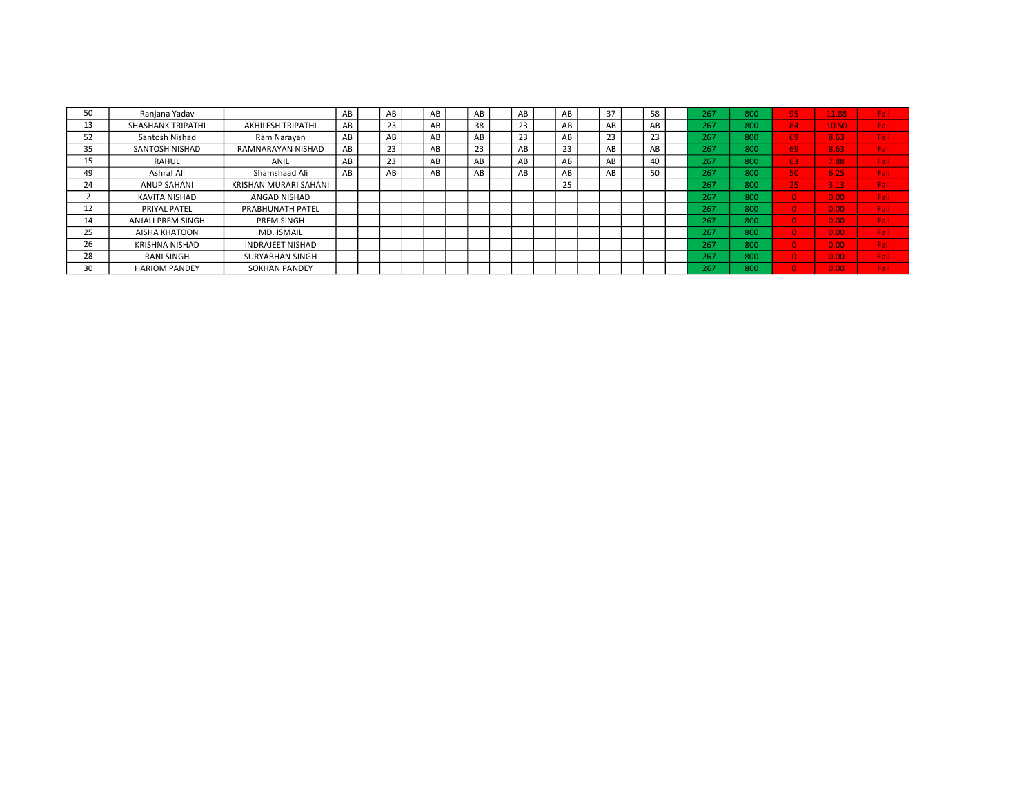| | | | | | | | | | | | | | | | | | | | | | | | |
|---|---|---|---|---|---|---|---|---|---|---|---|---|---|---|---|---|---|---|---|---|---|---|---|
| 50 | Ranjana Yadav | | AB | | AB | | AB | | AB | | AB | | AB | | 37 | | 58 | | 267 | 800 | 95 | 11.88 | Fail |
| 13 | SHASHANK TRIPATHI | AKHILESH TRIPATHI | AB | | 23 | | AB | | 38 | | 23 | | AB | | AB | | AB | | 267 | 800 | 84 | 10.50 | Fail |
| 52 | Santosh Nishad | Ram Narayan | AB | | AB | | AB | | AB | | 23 | | AB | | 23 | | 23 | | 267 | 800 | 69 | 8.63 | Fail |
| 35 | SANTOSH NISHAD | RAMNARAYAN NISHAD | AB | | 23 | | AB | | 23 | | AB | | 23 | | AB | | AB | | 267 | 800 | 69 | 8.63 | Fail |
| 15 | RAHUL | ANIL | AB | | 23 | | AB | | AB | | AB | | AB | | AB | | 40 | | 267 | 800 | 63 | 7.88 | Fail |
| 49 | Ashraf Ali | Shamshaad Ali | AB | | AB | | AB | | AB | | AB | | AB | | AB | | 50 | | 267 | 800 | 50 | 6.25 | Fail |
| 24 | ANUP SAHANI | KRISHAN MURARI SAHANI | | | | | | | | | | | 25 | | | | | | 267 | 800 | 25 | 3.13 | Fail |
| 2 | KAVITA NISHAD | ANGAD NISHAD | | | | | | | | | | | | | | | | | 267 | 800 | 0 | 0.00 | Fail |
| 12 | PRIYAL PATEL | PRABHUNATH PATEL | | | | | | | | | | | | | | | | | 267 | 800 | 0 | 0.00 | Fail |
| 14 | ANJALI PREM SINGH | PREM SINGH | | | | | | | | | | | | | | | | | 267 | 800 | 0 | 0.00 | Fail |
| 25 | AISHA KHATOON | MD. ISMAIL | | | | | | | | | | | | | | | | | 267 | 800 | 0 | 0.00 | Fail |
| 26 | KRISHNA NISHAD | INDRAJEET NISHAD | | | | | | | | | | | | | | | | | 267 | 800 | 0 | 0.00 | Fail |
| 28 | RANI SINGH | SURYABHAN SINGH | | | | | | | | | | | | | | | | | 267 | 800 | 0 | 0.00 | Fail |
| 30 | HARIOM PANDEY | SOKHAN PANDEY | | | | | | | | | | | | | | | | | 267 | 800 | 0 | 0.00 | Fail |